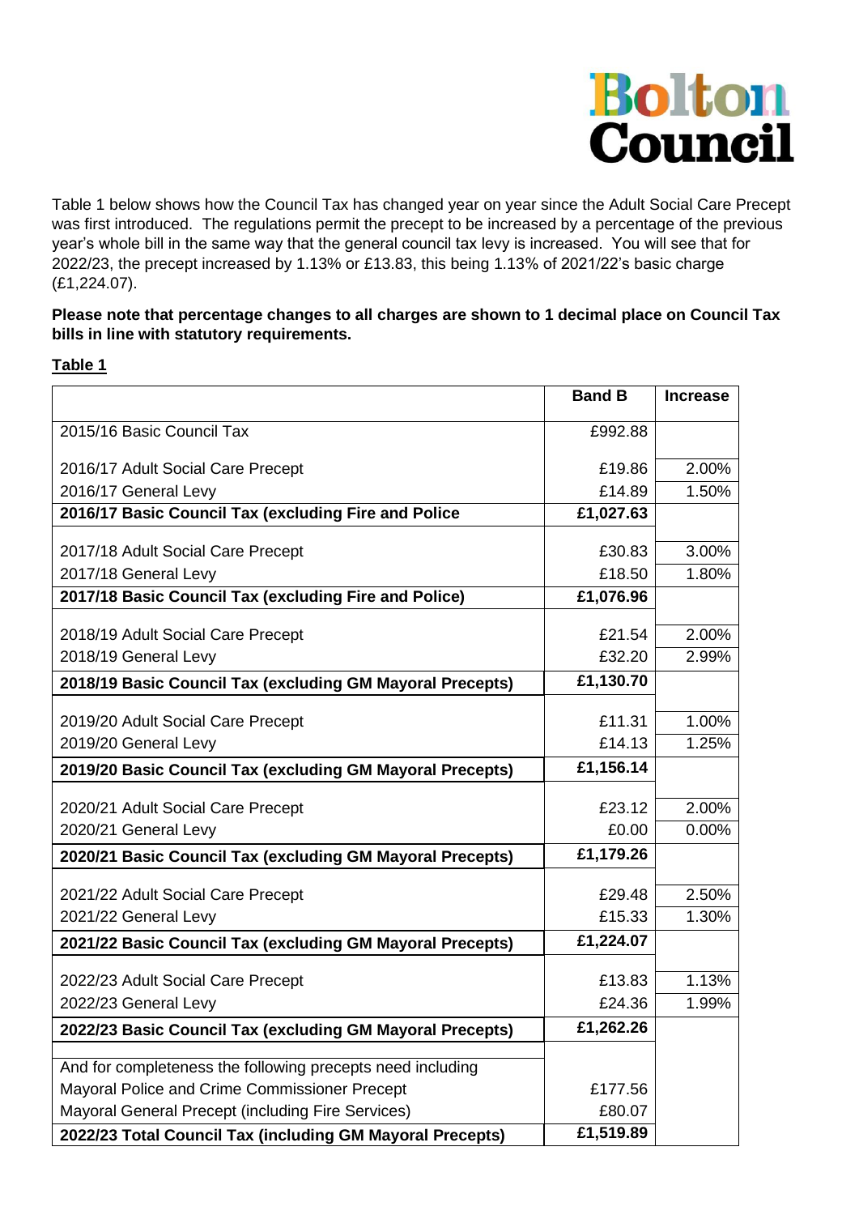Bolton Council

Table 1 below shows how the Council Tax has changed year on year since the Adult Social Care Precept was first introduced. The regulations permit the precept to be increased by a percentage of the previous year's whole bill in the same way that the general council tax levy is increased. You will see that for 2022/23, the precept increased by 1.13% or £13.83, this being 1.13% of 2021/22's basic charge (£1,224.07).

**Please note that percentage changes to all charges are shown to 1 decimal place on Council Tax bills in line with statutory requirements.**

**Table 1**

| | **Band B** | **Increase** |
|---|---|---|
| 2015/16 Basic Council Tax | £992.88 | |
| 2016/17 Adult Social Care Precept | £19.86 | 2.00% |
| 2016/17 General Levy | £14.89 | 1.50% |
| **2016/17 Basic Council Tax (excluding Fire and Police** | **£1,027.63** | |
| 2017/18 Adult Social Care Precept | £30.83 | 3.00% |
| 2017/18 General Levy | £18.50 | 1.80% |
| **2017/18 Basic Council Tax (excluding Fire and Police)** | **£1,076.96** | |
| 2018/19 Adult Social Care Precept | £21.54 | 2.00% |
| 2018/19 General Levy | £32.20 | 2.99% |
| **2018/19 Basic Council Tax (excluding GM Mayoral Precepts)** | **£1,130.70** | |
| 2019/20 Adult Social Care Precept | £11.31 | 1.00% |
| 2019/20 General Levy | £14.13 | 1.25% |
| **2019/20 Basic Council Tax (excluding GM Mayoral Precepts)** | **£1,156.14** | |
| 2020/21 Adult Social Care Precept | £23.12 | 2.00% |
| 2020/21 General Levy | £0.00 | 0.00% |
| **2020/21 Basic Council Tax (excluding GM Mayoral Precepts)** | **£1,179.26** | |
| 2021/22 Adult Social Care Precept | £29.48 | 2.50% |
| 2021/22 General Levy | £15.33 | 1.30% |
| **2021/22 Basic Council Tax (excluding GM Mayoral Precepts)** | **£1,224.07** | |
| 2022/23 Adult Social Care Precept | £13.83 | 1.13% |
| 2022/23 General Levy | £24.36 | 1.99% |
| **2022/23 Basic Council Tax (excluding GM Mayoral Precepts)** | **£1,262.26** | |
| And for completeness the following precepts need including | | |
| Mayoral Police and Crime Commissioner Precept | £177.56 | |
| Mayoral General Precept (including Fire Services) | £80.07 | |
| **2022/23 Total Council Tax (including GM Mayoral Precepts)** | **£1,519.89** | |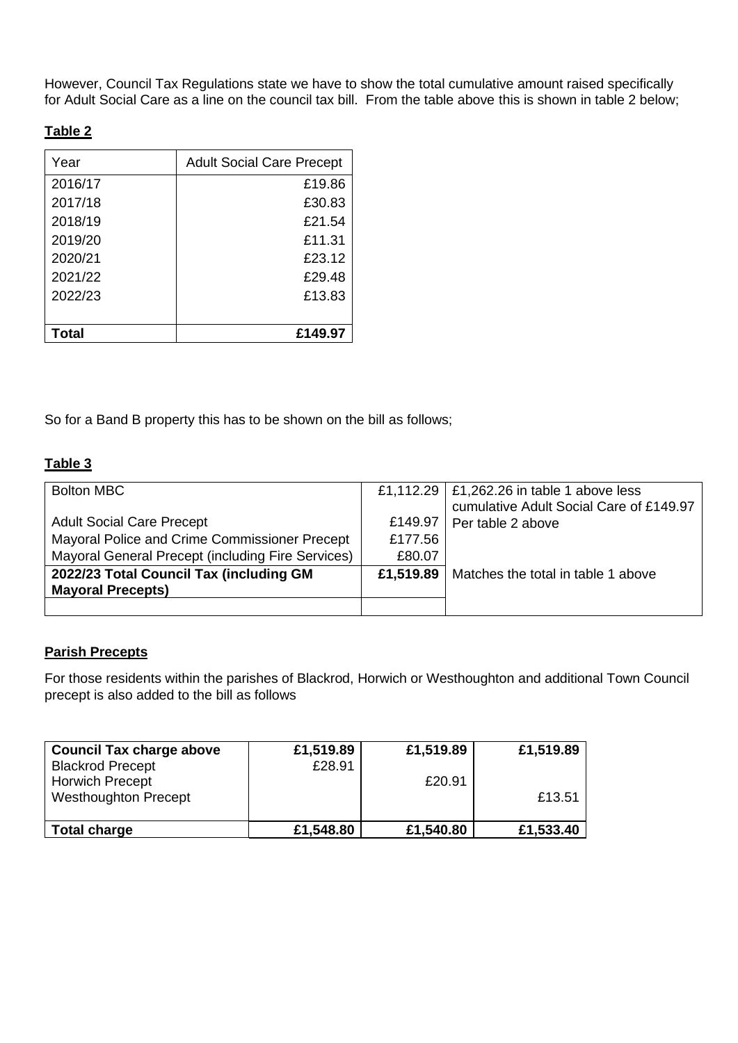However, Council Tax Regulations state we have to show the total cumulative amount raised specifically for Adult Social Care as a line on the council tax bill. From the table above this is shown in table 2 below;

**Table 2**

| Year | Adult Social Care Precept |
|---|---|
| 2016/17 | £19.86 |
| 2017/18 | £30.83 |
| 2018/19 | £21.54 |
| 2019/20 | £11.31 |
| 2020/21 | £23.12 |
| 2021/22 | £29.48 |
| 2022/23 | £13.83 |
| | |
| **Total** | **£149.97** |

So for a Band B property this has to be shown on the bill as follows;

**Table 3**

| | | |
|---|---|---|
| Bolton MBC | £1,112.29 | £1,262.26 in table 1 above less cumulative Adult Social Care of £149.97 |
| Adult Social Care Precept | £149.97 | Per table 2 above |
| Mayoral Police and Crime Commissioner Precept | £177.56 | |
| Mayoral General Precept (including Fire Services) | £80.07 | |
| **2022/23 Total Council Tax (including GM Mayoral Precepts)** | **£1,519.89** | Matches the total in table 1 above |
| | | |

**Parish Precepts**

For those residents within the parishes of Blackrod, Horwich or Westhoughton and additional Town Council precept is also added to the bill as follows

| **Council Tax charge above** | **£1,519.89** | **£1,519.89** | **£1,519.89** |
|---|---|---|---|
| Blackrod Precept | £28.91 | | |
| Horwich Precept | | £20.91 | |
| Westhoughton Precept | | | £13.51 |
| | | | |
| **Total charge** | **£1,548.80** | **£1,540.80** | **£1,533.40** |